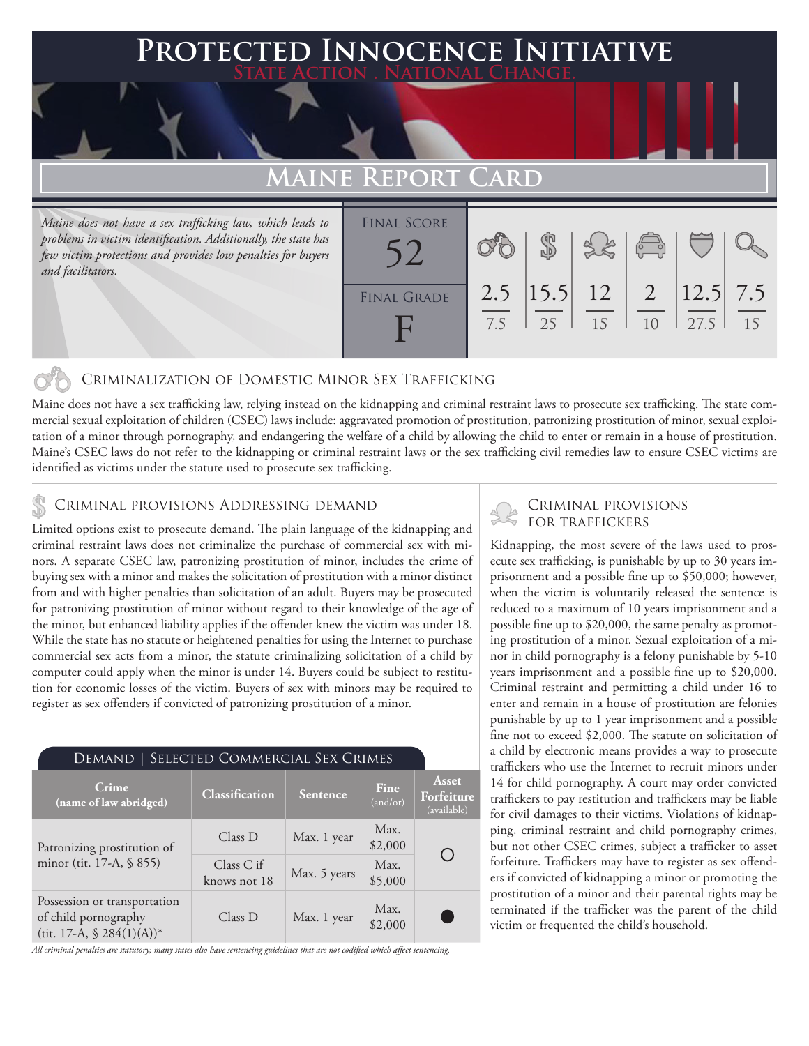# Protected Innocence Initiative

State Action . National Change.

## Maine Report Card

*Maine does not have a sex trafficking law, which leads to problems in victim identification. Additionally, the state has few victim protections and provides low penalties for buyers and facilitators.*

| Final Score | Criminalization of Domestic Minor Sex Trafficking | Criminal Provisions Addressing Demand | Criminal Provisions for Traffickers | Criminal Provisions for Facilitators | Protective Provisions for the Child Victims | Criminal Justice Tools for Investigation and Prosecutions |
|---|---|---|---|---|---|---|
| 52 | 2.5 / 7.5 | 15.5 / 25 | 12 / 15 | 2 / 10 | 12.5 / 27.5 | 7.5 / 15 |

**Final Grade:** F

### Criminalization of Domestic Minor Sex Trafficking

Maine does not have a sex trafficking law, relying instead on the kidnapping and criminal restraint laws to prosecute sex trafficking. The state commercial sexual exploitation of children (CSEC) laws include: aggravated promotion of prostitution, patronizing prostitution of minor, sexual exploitation of a minor through pornography, and endangering the welfare of a child by allowing the child to enter or remain in a house of prostitution. Maine's CSEC laws do not refer to the kidnapping or criminal restraint laws or the sex trafficking civil remedies law to ensure CSEC victims are identified as victims under the statute used to prosecute sex trafficking.

### Criminal provisions Addressing demand

Limited options exist to prosecute demand. The plain language of the kidnapping and criminal restraint laws does not criminalize the purchase of commercial sex with minors. A separate CSEC law, patronizing prostitution of minor, includes the crime of buying sex with a minor and makes the solicitation of prostitution with a minor distinct from and with higher penalties than solicitation of an adult. Buyers may be prosecuted for patronizing prostitution of minor without regard to their knowledge of the age of the minor, but enhanced liability applies if the offender knew the victim was under 18. While the state has no statute or heightened penalties for using the Internet to purchase commercial sex acts from a minor, the statute criminalizing solicitation of a child by computer could apply when the minor is under 14. Buyers could be subject to restitution for economic losses of the victim. Buyers of sex with minors may be required to register as sex offenders if convicted of patronizing prostitution of a minor.

**Demand | Selected Commercial Sex Crimes**

| Crime (name of law abridged) | Classification | Sentence | Fine (and/or) | Asset Forfeiture (available) |
|---|---|---|---|---|
| Patronizing prostitution of minor (tit. 17-A, § 855) | Class D | Max. 1 year | Max. $2,000 | ○ |
| | Class C if knows not 18 | Max. 5 years | Max. $5,000 | |
| Possession or transportation of child pornography (tit. 17-A, § 284(1)(A))* | Class D | Max. 1 year | Max. $2,000 | ● |

*All criminal penalties are statutory; many states also have sentencing guidelines that are not codified which affect sentencing.*

### Criminal provisions for traffickers

Kidnapping, the most severe of the laws used to prosecute sex trafficking, is punishable by up to 30 years imprisonment and a possible fine up to $50,000; however, when the victim is voluntarily released the sentence is reduced to a maximum of 10 years imprisonment and a possible fine up to $20,000, the same penalty as promoting prostitution of a minor. Sexual exploitation of a minor in child pornography is a felony punishable by 5-10 years imprisonment and a possible fine up to $20,000. Criminal restraint and permitting a child under 16 to enter and remain in a house of prostitution are felonies punishable by up to 1 year imprisonment and a possible fine not to exceed $2,000. The statute on solicitation of a child by electronic means provides a way to prosecute traffickers who use the Internet to recruit minors under 14 for child pornography. A court may order convicted traffickers to pay restitution and traffickers may be liable for civil damages to their victims. Violations of kidnapping, criminal restraint and child pornography crimes, but not other CSEC crimes, subject a trafficker to asset forfeiture. Traffickers may have to register as sex offenders if convicted of kidnapping a minor or promoting the prostitution of a minor and their parental rights may be terminated if the trafficker was the parent of the child victim or frequented the child's household.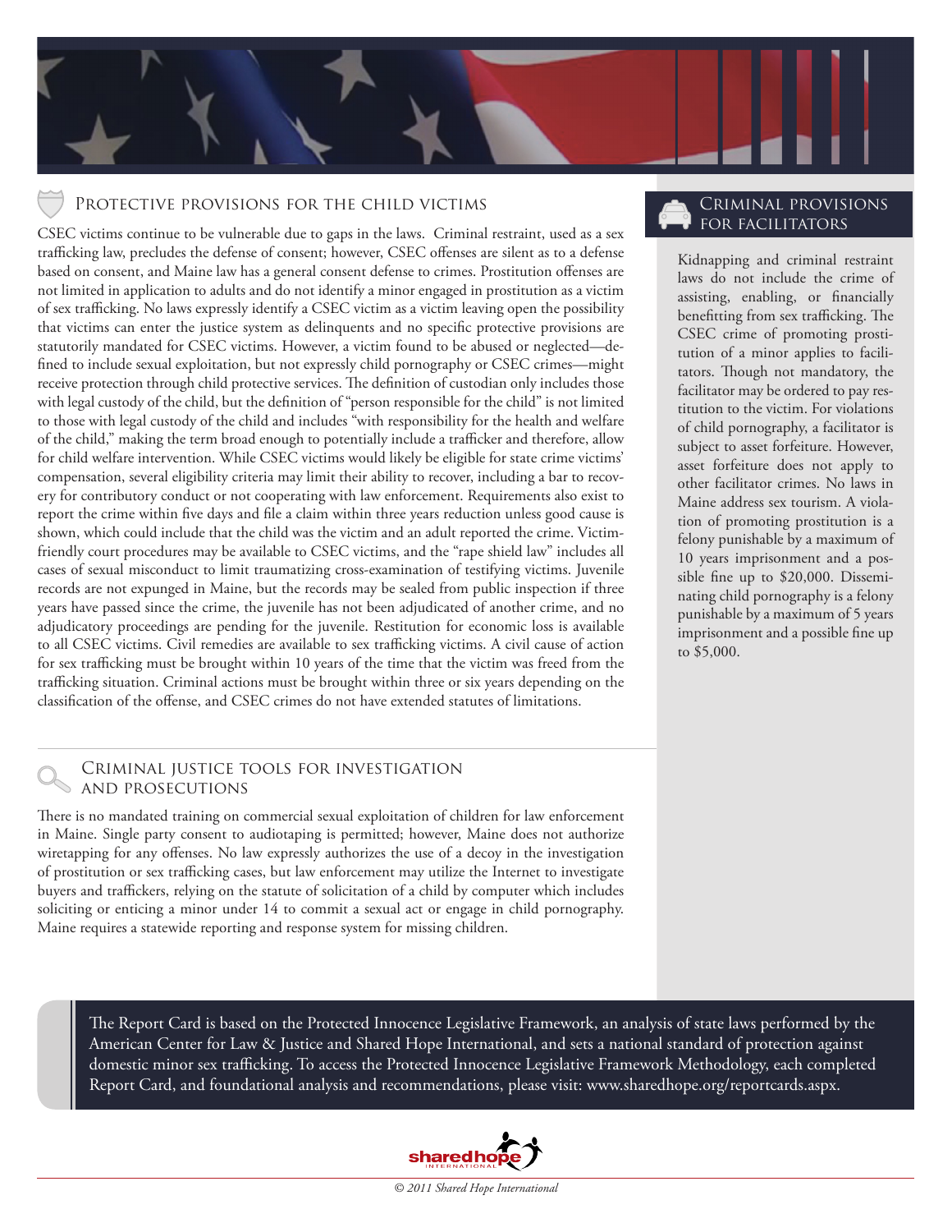## Protective provisions for the child victims

CSEC victims continue to be vulnerable due to gaps in the laws. Criminal restraint, used as a sex trafficking law, precludes the defense of consent; however, CSEC offenses are silent as to a defense based on consent, and Maine law has a general consent defense to crimes. Prostitution offenses are not limited in application to adults and do not identify a minor engaged in prostitution as a victim of sex trafficking. No laws expressly identify a CSEC victim as a victim leaving open the possibility that victims can enter the justice system as delinquents and no specific protective provisions are statutorily mandated for CSEC victims. However, a victim found to be abused or neglected—defined to include sexual exploitation, but not expressly child pornography or CSEC crimes—might receive protection through child protective services. The definition of custodian only includes those with legal custody of the child, but the definition of "person responsible for the child" is not limited to those with legal custody of the child and includes "with responsibility for the health and welfare of the child," making the term broad enough to potentially include a trafficker and therefore, allow for child welfare intervention. While CSEC victims would likely be eligible for state crime victims' compensation, several eligibility criteria may limit their ability to recover, including a bar to recovery for contributory conduct or not cooperating with law enforcement. Requirements also exist to report the crime within five days and file a claim within three years reduction unless good cause is shown, which could include that the child was the victim and an adult reported the crime. Victim-friendly court procedures may be available to CSEC victims, and the "rape shield law" includes all cases of sexual misconduct to limit traumatizing cross-examination of testifying victims. Juvenile records are not expunged in Maine, but the records may be sealed from public inspection if three years have passed since the crime, the juvenile has not been adjudicated of another crime, and no adjudicatory proceedings are pending for the juvenile. Restitution for economic loss is available to all CSEC victims. Civil remedies are available to sex trafficking victims. A civil cause of action for sex trafficking must be brought within 10 years of the time that the victim was freed from the trafficking situation. Criminal actions must be brought within three or six years depending on the classification of the offense, and CSEC crimes do not have extended statutes of limitations.

## Criminal provisions for facilitators

Kidnapping and criminal restraint laws do not include the crime of assisting, enabling, or financially benefitting from sex trafficking. The CSEC crime of promoting prostitution of a minor applies to facilitators. Though not mandatory, the facilitator may be ordered to pay restitution to the victim. For violations of child pornography, a facilitator is subject to asset forfeiture. However, asset forfeiture does not apply to other facilitator crimes. No laws in Maine address sex tourism. A violation of promoting prostitution is a felony punishable by a maximum of 10 years imprisonment and a possible fine up to $20,000. Disseminating child pornography is a felony punishable by a maximum of 5 years imprisonment and a possible fine up to $5,000.

## Criminal justice tools for investigation and prosecutions

There is no mandated training on commercial sexual exploitation of children for law enforcement in Maine. Single party consent to audiotaping is permitted; however, Maine does not authorize wiretapping for any offenses. No law expressly authorizes the use of a decoy in the investigation of prostitution or sex trafficking cases, but law enforcement may utilize the Internet to investigate buyers and traffickers, relying on the statute of solicitation of a child by computer which includes soliciting or enticing a minor under 14 to commit a sexual act or engage in child pornography. Maine requires a statewide reporting and response system for missing children.

The Report Card is based on the Protected Innocence Legislative Framework, an analysis of state laws performed by the American Center for Law & Justice and Shared Hope International, and sets a national standard of protection against domestic minor sex trafficking. To access the Protected Innocence Legislative Framework Methodology, each completed Report Card, and foundational analysis and recommendations, please visit: www.sharedhope.org/reportcards.aspx.

*© 2011 Shared Hope International*